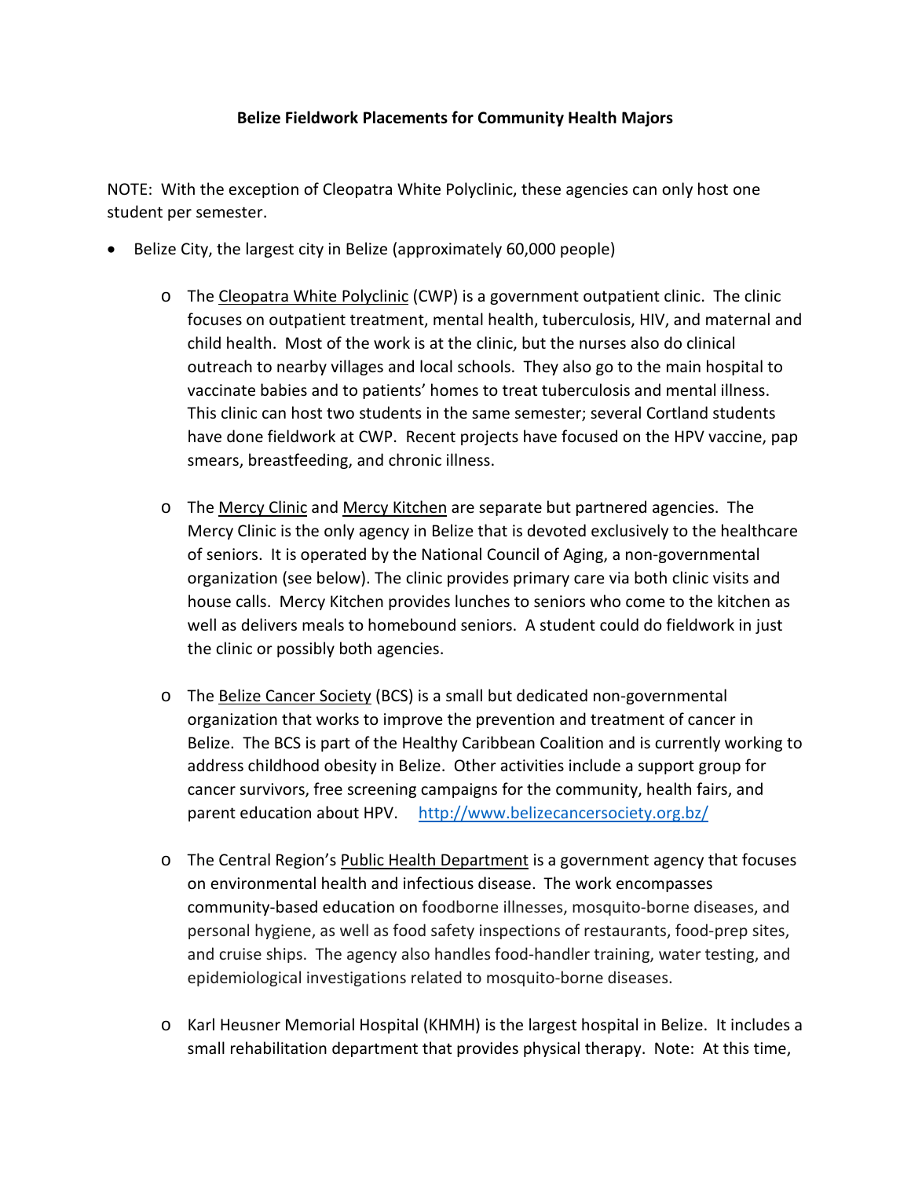**Belize Fieldwork Placements for Community Health Majors**

NOTE: With the exception of Cleopatra White Polyclinic, these agencies can only host one student per semester.

- Belize City, the largest city in Belize (approximately 60,000 people)
  - The Cleopatra White Polyclinic (CWP) is a government outpatient clinic. The clinic focuses on outpatient treatment, mental health, tuberculosis, HIV, and maternal and child health. Most of the work is at the clinic, but the nurses also do clinical outreach to nearby villages and local schools. They also go to the main hospital to vaccinate babies and to patients' homes to treat tuberculosis and mental illness. This clinic can host two students in the same semester; several Cortland students have done fieldwork at CWP. Recent projects have focused on the HPV vaccine, pap smears, breastfeeding, and chronic illness.
  - The Mercy Clinic and Mercy Kitchen are separate but partnered agencies. The Mercy Clinic is the only agency in Belize that is devoted exclusively to the healthcare of seniors. It is operated by the National Council of Aging, a non-governmental organization (see below). The clinic provides primary care via both clinic visits and house calls. Mercy Kitchen provides lunches to seniors who come to the kitchen as well as delivers meals to homebound seniors. A student could do fieldwork in just the clinic or possibly both agencies.
  - The Belize Cancer Society (BCS) is a small but dedicated non-governmental organization that works to improve the prevention and treatment of cancer in Belize. The BCS is part of the Healthy Caribbean Coalition and is currently working to address childhood obesity in Belize. Other activities include a support group for cancer survivors, free screening campaigns for the community, health fairs, and parent education about HPV. http://www.belizecancersociety.org.bz/
  - The Central Region's Public Health Department is a government agency that focuses on environmental health and infectious disease. The work encompasses community-based education on foodborne illnesses, mosquito-borne diseases, and personal hygiene, as well as food safety inspections of restaurants, food-prep sites, and cruise ships. The agency also handles food-handler training, water testing, and epidemiological investigations related to mosquito-borne diseases.
  - Karl Heusner Memorial Hospital (KHMH) is the largest hospital in Belize. It includes a small rehabilitation department that provides physical therapy. Note: At this time,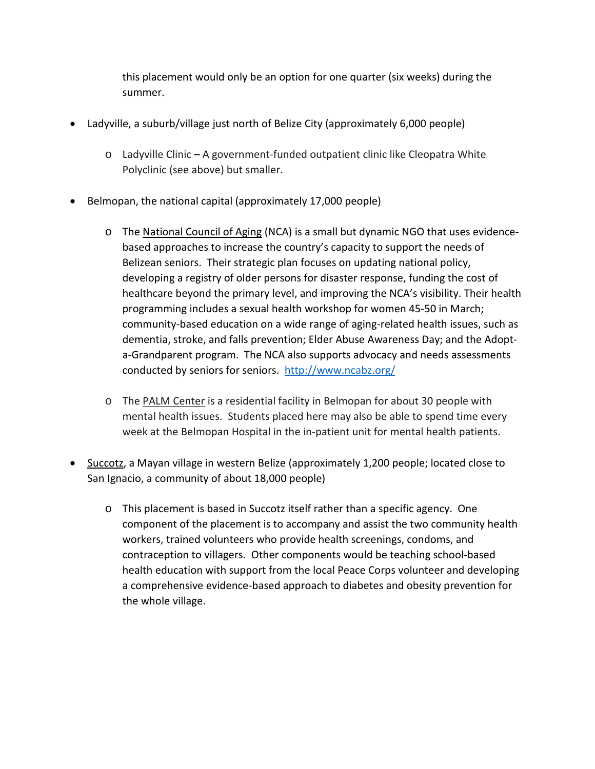this placement would only be an option for one quarter (six weeks) during the summer.

- Ladyville, a suburb/village just north of Belize City (approximately 6,000 people)
    - Ladyville Clinic **–** A government-funded outpatient clinic like Cleopatra White Polyclinic (see above) but smaller.
- Belmopan, the national capital (approximately 17,000 people)
    - The National Council of Aging (NCA) is a small but dynamic NGO that uses evidence-based approaches to increase the country's capacity to support the needs of Belizean seniors. Their strategic plan focuses on updating national policy, developing a registry of older persons for disaster response, funding the cost of healthcare beyond the primary level, and improving the NCA's visibility. Their health programming includes a sexual health workshop for women 45-50 in March; community-based education on a wide range of aging-related health issues, such as dementia, stroke, and falls prevention; Elder Abuse Awareness Day; and the Adopt-a-Grandparent program. The NCA also supports advocacy and needs assessments conducted by seniors for seniors. [http://www.ncabz.org/](http://www.ncabz.org/)
    - The PALM Center is a residential facility in Belmopan for about 30 people with mental health issues. Students placed here may also be able to spend time every week at the Belmopan Hospital in the in-patient unit for mental health patients.
- Succotz, a Mayan village in western Belize (approximately 1,200 people; located close to San Ignacio, a community of about 18,000 people)
    - This placement is based in Succotz itself rather than a specific agency. One component of the placement is to accompany and assist the two community health workers, trained volunteers who provide health screenings, condoms, and contraception to villagers. Other components would be teaching school-based health education with support from the local Peace Corps volunteer and developing a comprehensive evidence-based approach to diabetes and obesity prevention for the whole village.